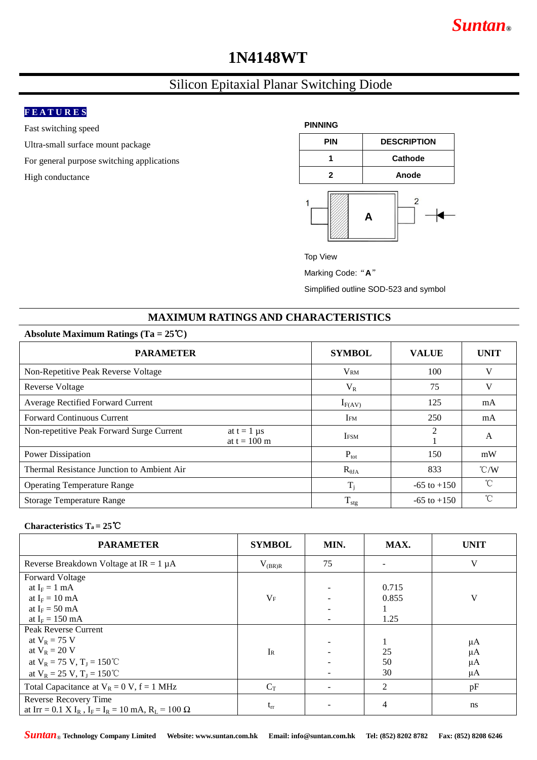Suntan®

# 1N4148WT

## Silicon Epitaxial Planar Switching Diode

**FEATURES**

Fast switching speed

Ultra-small surface mount package

For general purpose switching applications

High conductance

**PINNING**

| PIN | DESCRIPTION |
|---|---|
| 1 | Cathode |
| 2 | Anode |

Top View

Marking Code: “A”

Simplified outline SOD-523 and symbol

## MAXIMUM RATINGS AND CHARACTERISTICS

**Absolute Maximum Ratings (Ta = 25℃)**

| PARAMETER | SYMBOL | VALUE | UNIT |
|---|---|---|---|
| Non-Repetitive Peak Reverse Voltage | $V_{RM}$ | 100 | V |
| Reverse Voltage | $V_R$ | 75 | V |
| Average Rectified Forward Current | $I_{F(AV)}$ | 125 | mA |
| Forward Continuous Current | $I_{FM}$ | 250 | mA |
| Non-repetitive Peak Forward Surge Current at t = 1 µs<br>at t = 100 m | $I_{FSM}$ | 2<br>1 | A |
| Power Dissipation | $P_{tot}$ | 150 | mW |
| Thermal Resistance Junction to Ambient Air | $R_{\theta JA}$ | 833 | ℃/W |
| Operating Temperature Range | $T_j$ | -65 to +150 | ℃ |
| Storage Temperature Range | $T_{stg}$ | -65 to +150 | ℃ |

**Characteristics $T_a$ = 25℃**

| PARAMETER | SYMBOL | MIN. | MAX. | UNIT |
|---|---|---|---|---|
| Reverse Breakdown Voltage at IR = 1 µA | $V_{(BR)R}$ | 75 | - | V |
| Forward Voltage<br>at $I_F$ = 1 mA<br>at $I_F$ = 10 mA<br>at $I_F$ = 50 mA<br>at $I_F$ = 150 mA | $V_F$ | -<br>-<br>-<br>- | 0.715<br>0.855<br>1<br>1.25 | V |
| Peak Reverse Current<br>at $V_R$ = 75 V<br>at $V_R$ = 20 V<br>at $V_R$ = 75 V, $T_J$ = 150℃<br>at $V_R$ = 25 V, $T_J$ = 150℃ | $I_R$ | -<br>-<br>-<br>- | 1<br>25<br>50<br>30 | µA<br>µA<br>µA<br>µA |
| Total Capacitance at $V_R$ = 0 V, f = 1 MHz | $C_T$ | - | 2 | pF |
| Reverse Recovery Time<br>at Irr = 0.1 X $I_R$ , $I_F$ = $I_R$ = 10 mA, $R_L$ = 100 Ω | $t_{rr}$ | - | 4 | ns |

Suntan® Technology Company Limited  Website: www.suntan.com.hk  Email: info@suntan.com.hk  Tel: (852) 8202 8782  Fax: (852) 8208 6246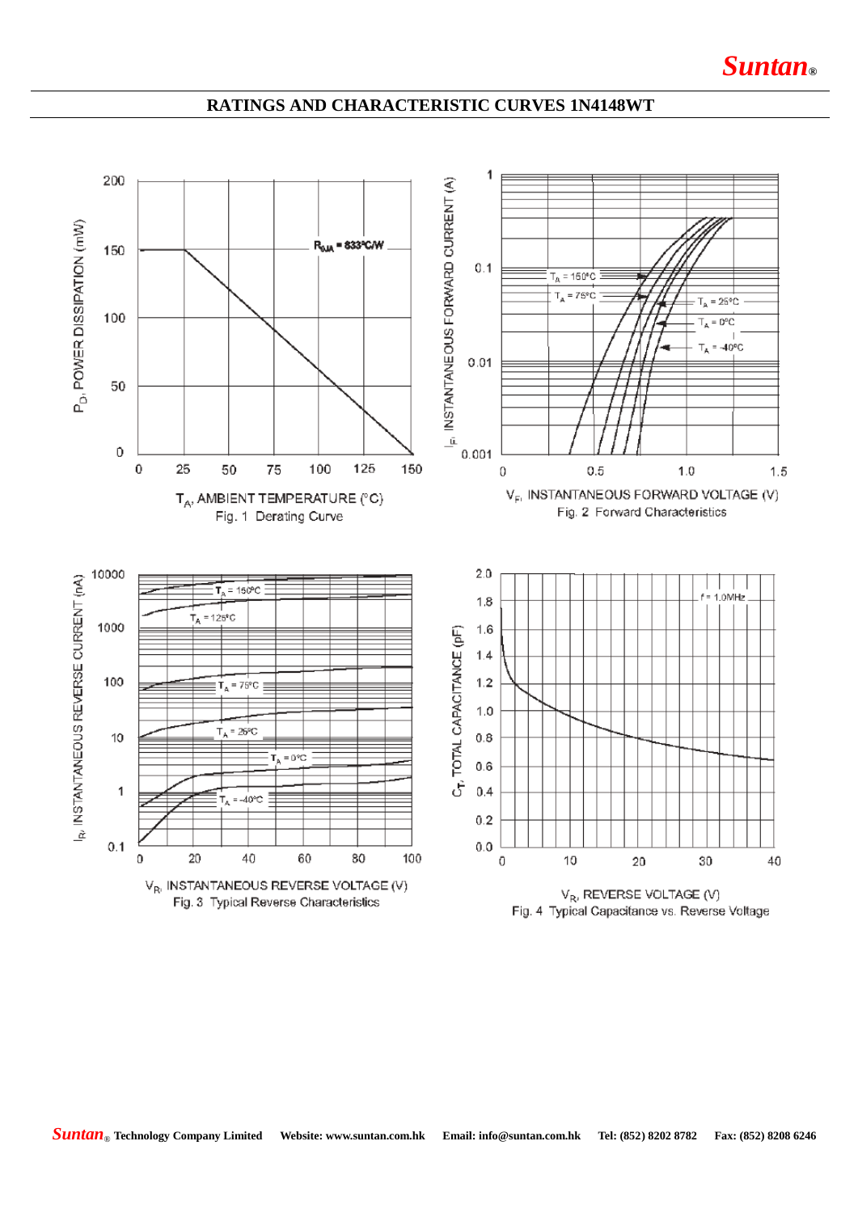## RATINGS AND CHARACTERISTIC CURVES 1N4148WT

$R_{\theta JA}$ = 833°C/W

$T_A$, AMBIENT TEMPERATURE (°C)

$P_D$, POWER DISSIPATION (mW)

Fig. 1 Derating Curve

$I_F$, INSTANTANEOUS FORWARD CURRENT (A)

$V_F$, INSTANTANEOUS FORWARD VOLTAGE (V)

$T_A$ = 150°C, $T_A$ = 75°C, $T_A$ = 25°C, $T_A$ = 0°C, $T_A$ = -40°C

Fig. 2 Forward Characteristics

$I_R$, INSTANTANEOUS REVERSE CURRENT (nA)

$V_R$, INSTANTANEOUS REVERSE VOLTAGE (V)

$T_A$ = 150°C, $T_A$ = 125°C, $T_A$ = 75°C, $T_A$ = 25°C, $T_A$ = 0°C, $T_A$ = -40°C

Fig. 3 Typical Reverse Characteristics

$C_T$, TOTAL CAPACITANCE (pF)

$V_R$, REVERSE VOLTAGE (V)

f = 1.0MHz

Fig. 4 Typical Capacitance vs. Reverse Voltage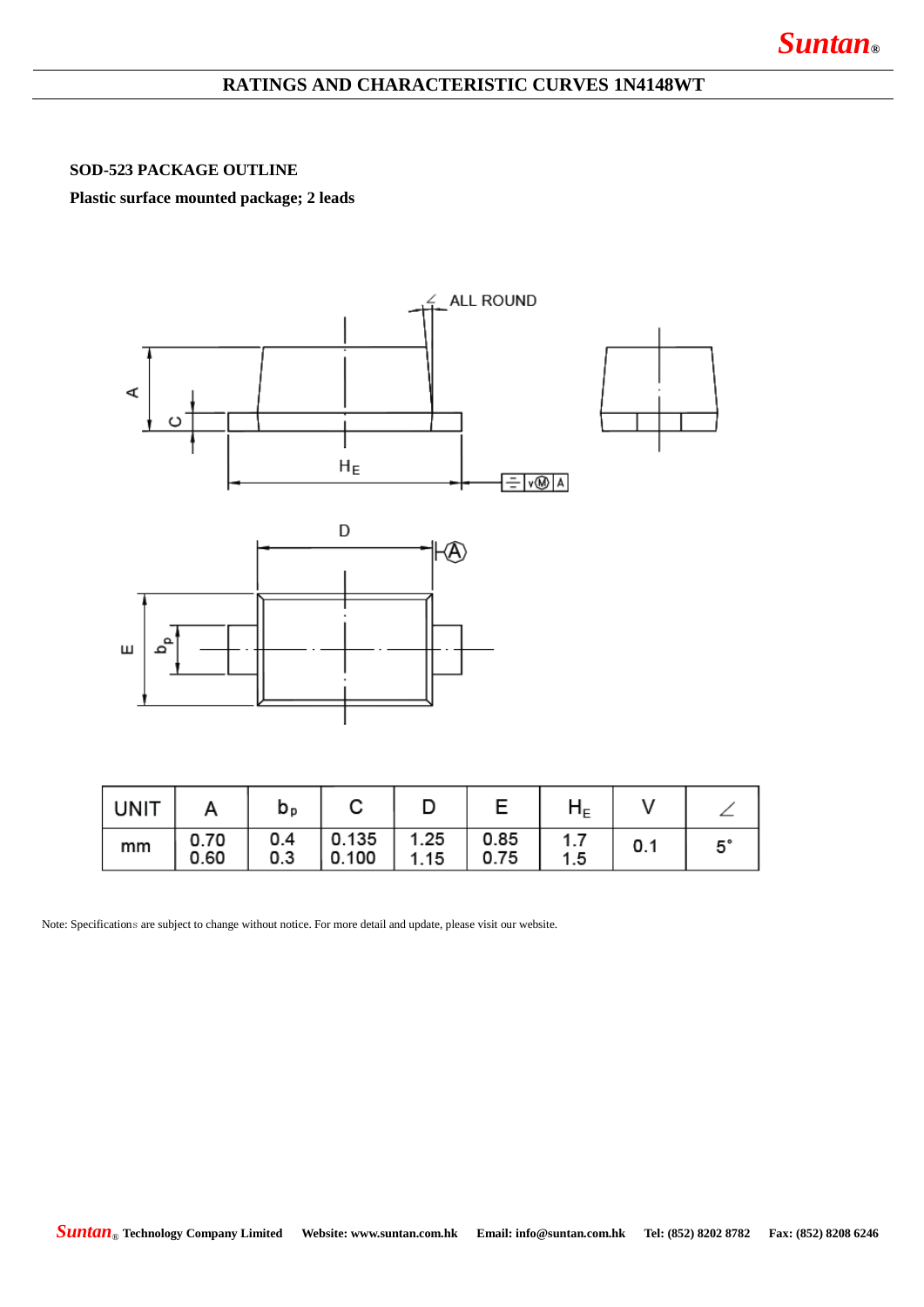## RATINGS AND CHARACTERISTIC CURVES 1N4148WT

**SOD-523 PACKAGE OUTLINE**

**Plastic surface mounted package; 2 leads**

ALL ROUND

A

C

$H_E$

D

E

$b_p$

| UNIT | A | $b_p$ | C | D | E | $H_E$ | V | ∠ |
|---|---|---|---|---|---|---|---|---|
| mm | 0.70<br>0.60 | 0.4<br>0.3 | 0.135<br>0.100 | 1.25<br>1.15 | 0.85<br>0.75 | 1.7<br>1.5 | 0.1 | 5° |

Note: Specifications are subject to change without notice. For more detail and update, please visit our website.